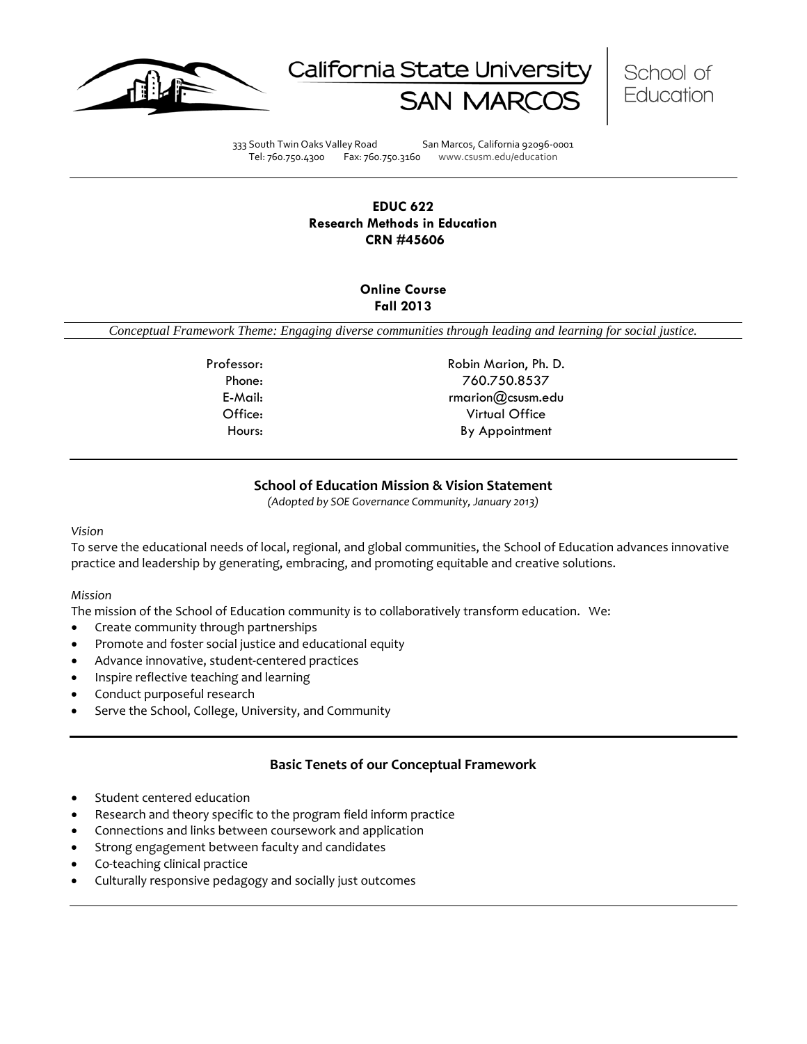California State University SAN MARCOS | School of Education

333 South Twin Oaks Valley Road San Marcos, California 92096-0001
Tel: 760.750.4300 Fax: 760.750.3160 www.csusm.edu/education

**EDUC 622**
**Research Methods in Education**
**CRN #45606**

**Online Course**
**Fall 2013**

*Conceptual Framework Theme: Engaging diverse communities through leading and learning for social justice.*

| | |
|---|---|
| Professor: | Robin Marion, Ph. D. |
| Phone: | 760.750.8537 |
| E-Mail: | rmarion@csusm.edu |
| Office: | Virtual Office |
| Hours: | By Appointment |

## School of Education Mission & Vision Statement

*(Adopted by SOE Governance Community, January 2013)*

*Vision*

To serve the educational needs of local, regional, and global communities, the School of Education advances innovative practice and leadership by generating, embracing, and promoting equitable and creative solutions.

*Mission*

The mission of the School of Education community is to collaboratively transform education. We:

- Create community through partnerships
- Promote and foster social justice and educational equity
- Advance innovative, student-centered practices
- Inspire reflective teaching and learning
- Conduct purposeful research
- Serve the School, College, University, and Community

## Basic Tenets of our Conceptual Framework

- Student centered education
- Research and theory specific to the program field inform practice
- Connections and links between coursework and application
- Strong engagement between faculty and candidates
- Co-teaching clinical practice
- Culturally responsive pedagogy and socially just outcomes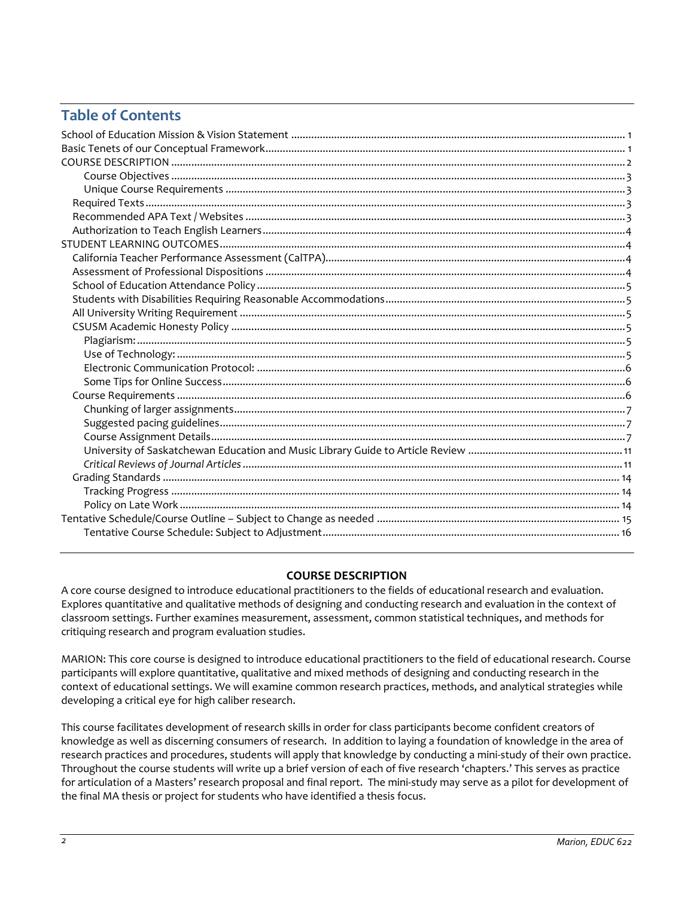# Table of Contents

School of Education Mission & Vision Statement ..... 1
Basic Tenets of our Conceptual Framework ..... 1
COURSE DESCRIPTION ..... 2
- Course Objectives ..... 3
- Unique Course Requirements ..... 3

Required Texts ..... 3
Recommended APA Text / Websites ..... 3
Authorization to Teach English Learners ..... 4
STUDENT LEARNING OUTCOMES ..... 4
California Teacher Performance Assessment (CalTPA) ..... 4
Assessment of Professional Dispositions ..... 4
School of Education Attendance Policy ..... 5
Students with Disabilities Requiring Reasonable Accommodations ..... 5
All University Writing Requirement ..... 5
CSUSM Academic Honesty Policy ..... 5
- Plagiarism: ..... 5
- Use of Technology: ..... 5
- Electronic Communication Protocol: ..... 6
- Some Tips for Online Success ..... 6

Course Requirements ..... 6
- Chunking of larger assignments ..... 7
- Suggested pacing guidelines ..... 7
- Course Assignment Details ..... 7
- University of Saskatchewan Education and Music Library Guide to Article Review ..... 11
- *Critical Reviews of Journal Articles* ..... 11

Grading Standards ..... 14
- Tracking Progress ..... 14
- Policy on Late Work ..... 14

Tentative Schedule/Course Outline – Subject to Change as needed ..... 15
- Tentative Course Schedule: Subject to Adjustment ..... 16

## COURSE DESCRIPTION

A core course designed to introduce educational practitioners to the fields of educational research and evaluation. Explores quantitative and qualitative methods of designing and conducting research and evaluation in the context of classroom settings. Further examines measurement, assessment, common statistical techniques, and methods for critiquing research and program evaluation studies.

MARION: This core course is designed to introduce educational practitioners to the field of educational research. Course participants will explore quantitative, qualitative and mixed methods of designing and conducting research in the context of educational settings. We will examine common research practices, methods, and analytical strategies while developing a critical eye for high caliber research.

This course facilitates development of research skills in order for class participants become confident creators of knowledge as well as discerning consumers of research. In addition to laying a foundation of knowledge in the area of research practices and procedures, students will apply that knowledge by conducting a mini-study of their own practice. Throughout the course students will write up a brief version of each of five research 'chapters.' This serves as practice for articulation of a Masters' research proposal and final report. The mini-study may serve as a pilot for development of the final MA thesis or project for students who have identified a thesis focus.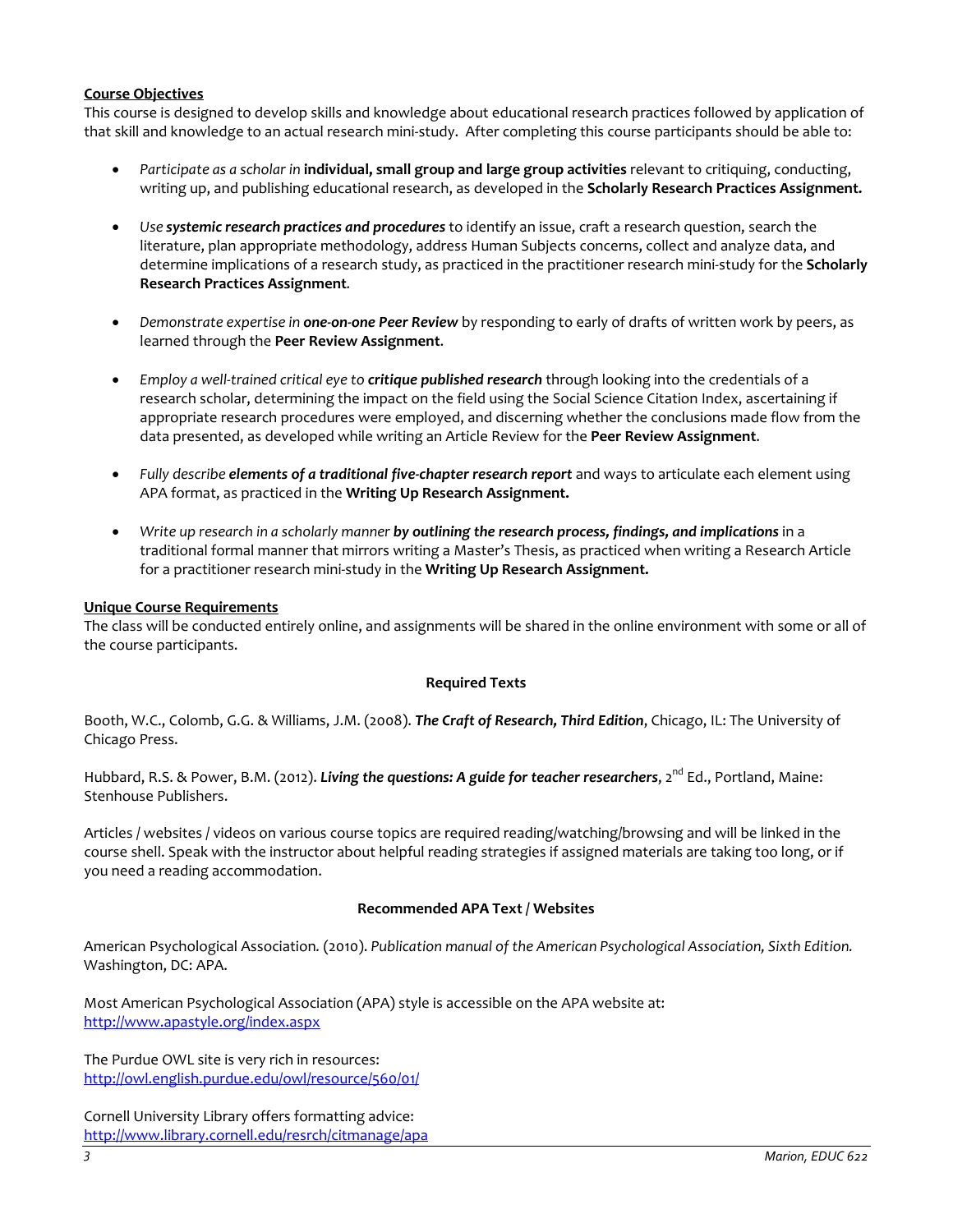**Course Objectives**

This course is designed to develop skills and knowledge about educational research practices followed by application of that skill and knowledge to an actual research mini-study. After completing this course participants should be able to:

- *Participate as a scholar in* **individual, small group and large group activities** relevant to critiquing, conducting, writing up, and publishing educational research, as developed in the **Scholarly Research Practices Assignment.**

- *Use* ***systemic research practices and procedures*** to identify an issue, craft a research question, search the literature, plan appropriate methodology, address Human Subjects concerns, collect and analyze data, and determine implications of a research study, as practiced in the practitioner research mini-study for the **Scholarly Research Practices Assignment**.

- *Demonstrate expertise in* ***one-on-one Peer Review*** by responding to early of drafts of written work by peers, as learned through the **Peer Review Assignment**.

- *Employ a well-trained critical eye to* ***critique published research*** through looking into the credentials of a research scholar, determining the impact on the field using the Social Science Citation Index, ascertaining if appropriate research procedures were employed, and discerning whether the conclusions made flow from the data presented, as developed while writing an Article Review for the **Peer Review Assignment**.

- *Fully describe* ***elements of a traditional five-chapter research report*** and ways to articulate each element using APA format, as practiced in the **Writing Up Research Assignment.**

- *Write up research in a scholarly manner* ***by outlining the research process, findings, and implications*** in a traditional formal manner that mirrors writing a Master's Thesis, as practiced when writing a Research Article for a practitioner research mini-study in the **Writing Up Research Assignment.**

**Unique Course Requirements**

The class will be conducted entirely online, and assignments will be shared in the online environment with some or all of the course participants.

**Required Texts**

Booth, W.C., Colomb, G.G. & Williams, J.M. (2008). ***The Craft of Research, Third Edition***, Chicago, IL: The University of Chicago Press.

Hubbard, R.S. & Power, B.M. (2012). ***Living the questions: A guide for teacher researchers***, 2nd Ed., Portland, Maine: Stenhouse Publishers.

Articles / websites / videos on various course topics are required reading/watching/browsing and will be linked in the course shell. Speak with the instructor about helpful reading strategies if assigned materials are taking too long, or if you need a reading accommodation.

**Recommended APA Text / Websites**

American Psychological Association. (2010). *Publication manual of the American Psychological Association, Sixth Edition.* Washington, DC: APA.

Most American Psychological Association (APA) style is accessible on the APA website at: http://www.apastyle.org/index.aspx

The Purdue OWL site is very rich in resources: http://owl.english.purdue.edu/owl/resource/560/01/

Cornell University Library offers formatting advice: http://www.library.cornell.edu/resrch/citmanage/apa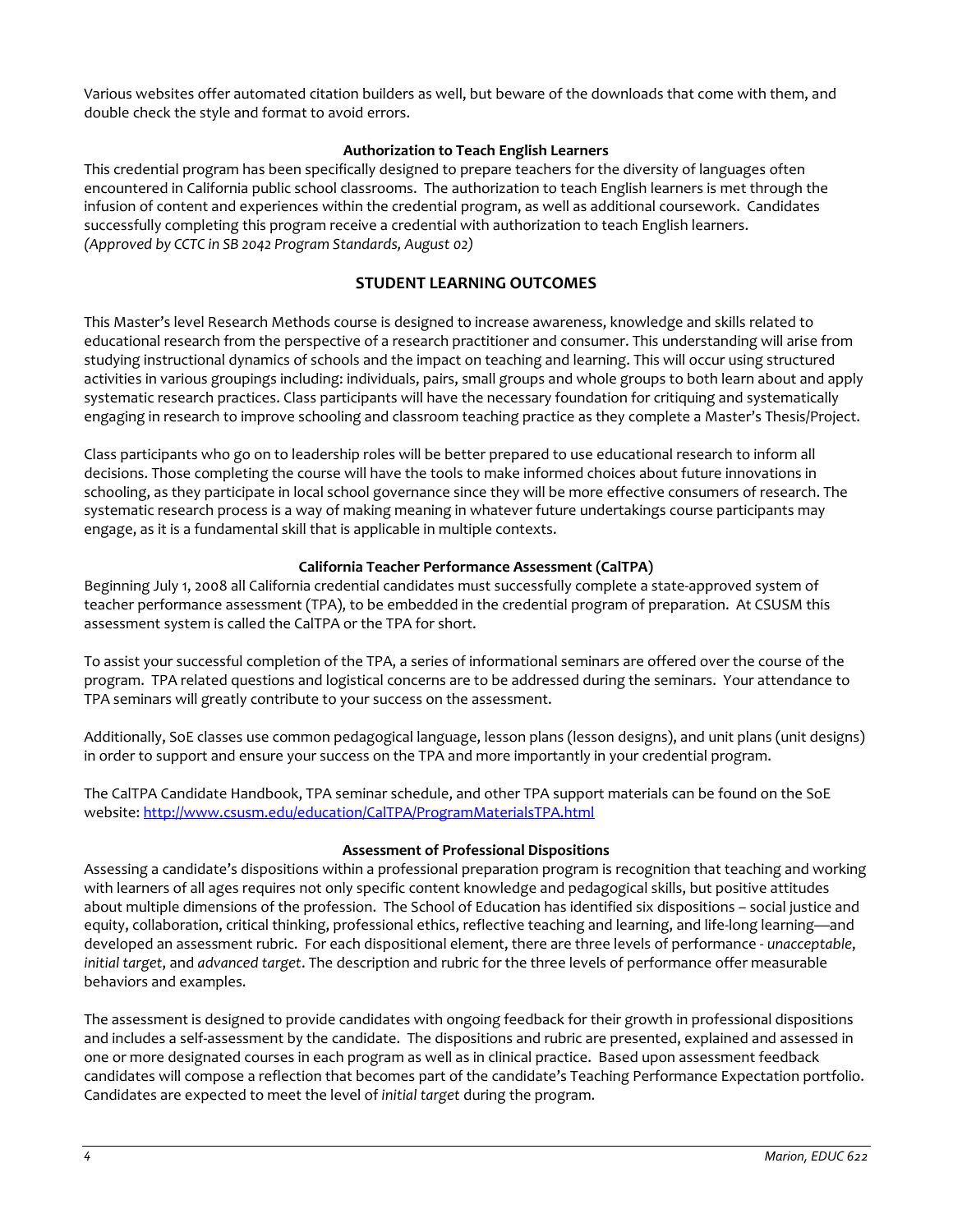Various websites offer automated citation builders as well, but beware of the downloads that come with them, and double check the style and format to avoid errors.

### Authorization to Teach English Learners

This credential program has been specifically designed to prepare teachers for the diversity of languages often encountered in California public school classrooms. The authorization to teach English learners is met through the infusion of content and experiences within the credential program, as well as additional coursework. Candidates successfully completing this program receive a credential with authorization to teach English learners.
*(Approved by CCTC in SB 2042 Program Standards, August 02)*

## STUDENT LEARNING OUTCOMES

This Master's level Research Methods course is designed to increase awareness, knowledge and skills related to educational research from the perspective of a research practitioner and consumer. This understanding will arise from studying instructional dynamics of schools and the impact on teaching and learning. This will occur using structured activities in various groupings including: individuals, pairs, small groups and whole groups to both learn about and apply systematic research practices. Class participants will have the necessary foundation for critiquing and systematically engaging in research to improve schooling and classroom teaching practice as they complete a Master's Thesis/Project.

Class participants who go on to leadership roles will be better prepared to use educational research to inform all decisions. Those completing the course will have the tools to make informed choices about future innovations in schooling, as they participate in local school governance since they will be more effective consumers of research. The systematic research process is a way of making meaning in whatever future undertakings course participants may engage, as it is a fundamental skill that is applicable in multiple contexts.

### California Teacher Performance Assessment (CalTPA)

Beginning July 1, 2008 all California credential candidates must successfully complete a state-approved system of teacher performance assessment (TPA), to be embedded in the credential program of preparation. At CSUSM this assessment system is called the CalTPA or the TPA for short.

To assist your successful completion of the TPA, a series of informational seminars are offered over the course of the program. TPA related questions and logistical concerns are to be addressed during the seminars. Your attendance to TPA seminars will greatly contribute to your success on the assessment.

Additionally, SoE classes use common pedagogical language, lesson plans (lesson designs), and unit plans (unit designs) in order to support and ensure your success on the TPA and more importantly in your credential program.

The CalTPA Candidate Handbook, TPA seminar schedule, and other TPA support materials can be found on the SoE website: http://www.csusm.edu/education/CalTPA/ProgramMaterialsTPA.html

### Assessment of Professional Dispositions

Assessing a candidate's dispositions within a professional preparation program is recognition that teaching and working with learners of all ages requires not only specific content knowledge and pedagogical skills, but positive attitudes about multiple dimensions of the profession. The School of Education has identified six dispositions – social justice and equity, collaboration, critical thinking, professional ethics, reflective teaching and learning, and life-long learning—and developed an assessment rubric. For each dispositional element, there are three levels of performance - *unacceptable*, *initial target*, and *advanced target*. The description and rubric for the three levels of performance offer measurable behaviors and examples.

The assessment is designed to provide candidates with ongoing feedback for their growth in professional dispositions and includes a self-assessment by the candidate. The dispositions and rubric are presented, explained and assessed in one or more designated courses in each program as well as in clinical practice. Based upon assessment feedback candidates will compose a reflection that becomes part of the candidate's Teaching Performance Expectation portfolio. Candidates are expected to meet the level of *initial target* during the program.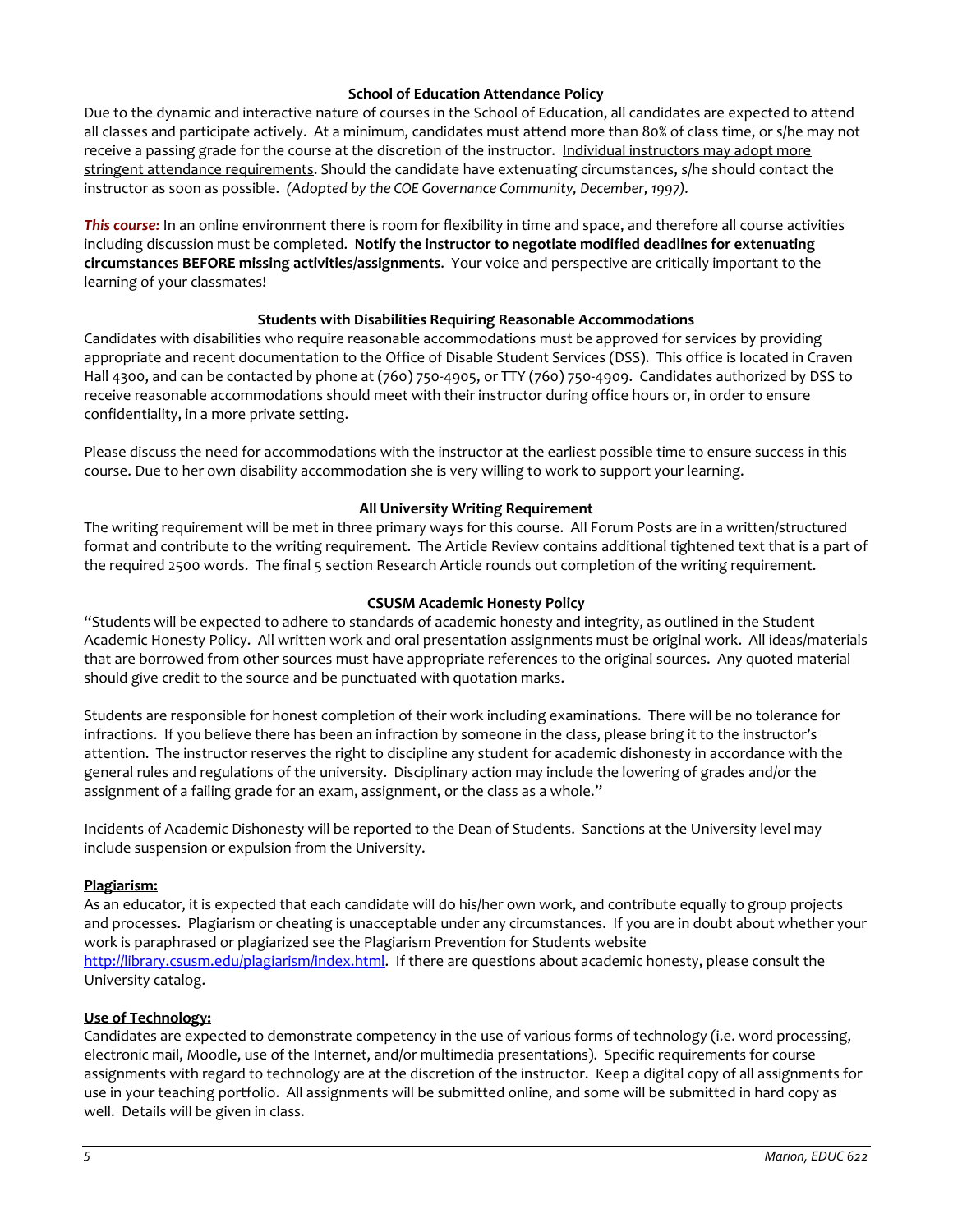### School of Education Attendance Policy

Due to the dynamic and interactive nature of courses in the School of Education, all candidates are expected to attend all classes and participate actively. At a minimum, candidates must attend more than 80% of class time, or s/he may not receive a passing grade for the course at the discretion of the instructor. Individual instructors may adopt more stringent attendance requirements. Should the candidate have extenuating circumstances, s/he should contact the instructor as soon as possible. *(Adopted by the COE Governance Community, December, 1997).*

***This course:*** In an online environment there is room for flexibility in time and space, and therefore all course activities including discussion must be completed. **Notify the instructor to negotiate modified deadlines for extenuating circumstances BEFORE missing activities/assignments**. Your voice and perspective are critically important to the learning of your classmates!

### Students with Disabilities Requiring Reasonable Accommodations

Candidates with disabilities who require reasonable accommodations must be approved for services by providing appropriate and recent documentation to the Office of Disable Student Services (DSS). This office is located in Craven Hall 4300, and can be contacted by phone at (760) 750-4905, or TTY (760) 750-4909. Candidates authorized by DSS to receive reasonable accommodations should meet with their instructor during office hours or, in order to ensure confidentiality, in a more private setting.

Please discuss the need for accommodations with the instructor at the earliest possible time to ensure success in this course. Due to her own disability accommodation she is very willing to work to support your learning.

### All University Writing Requirement

The writing requirement will be met in three primary ways for this course. All Forum Posts are in a written/structured format and contribute to the writing requirement. The Article Review contains additional tightened text that is a part of the required 2500 words. The final 5 section Research Article rounds out completion of the writing requirement.

### CSUSM Academic Honesty Policy

"Students will be expected to adhere to standards of academic honesty and integrity, as outlined in the Student Academic Honesty Policy. All written work and oral presentation assignments must be original work. All ideas/materials that are borrowed from other sources must have appropriate references to the original sources. Any quoted material should give credit to the source and be punctuated with quotation marks.

Students are responsible for honest completion of their work including examinations. There will be no tolerance for infractions. If you believe there has been an infraction by someone in the class, please bring it to the instructor's attention. The instructor reserves the right to discipline any student for academic dishonesty in accordance with the general rules and regulations of the university. Disciplinary action may include the lowering of grades and/or the assignment of a failing grade for an exam, assignment, or the class as a whole."

Incidents of Academic Dishonesty will be reported to the Dean of Students. Sanctions at the University level may include suspension or expulsion from the University.

#### Plagiarism:

As an educator, it is expected that each candidate will do his/her own work, and contribute equally to group projects and processes. Plagiarism or cheating is unacceptable under any circumstances. If you are in doubt about whether your work is paraphrased or plagiarized see the Plagiarism Prevention for Students website http://library.csusm.edu/plagiarism/index.html. If there are questions about academic honesty, please consult the University catalog.

#### Use of Technology:

Candidates are expected to demonstrate competency in the use of various forms of technology (i.e. word processing, electronic mail, Moodle, use of the Internet, and/or multimedia presentations). Specific requirements for course assignments with regard to technology are at the discretion of the instructor. Keep a digital copy of all assignments for use in your teaching portfolio. All assignments will be submitted online, and some will be submitted in hard copy as well. Details will be given in class.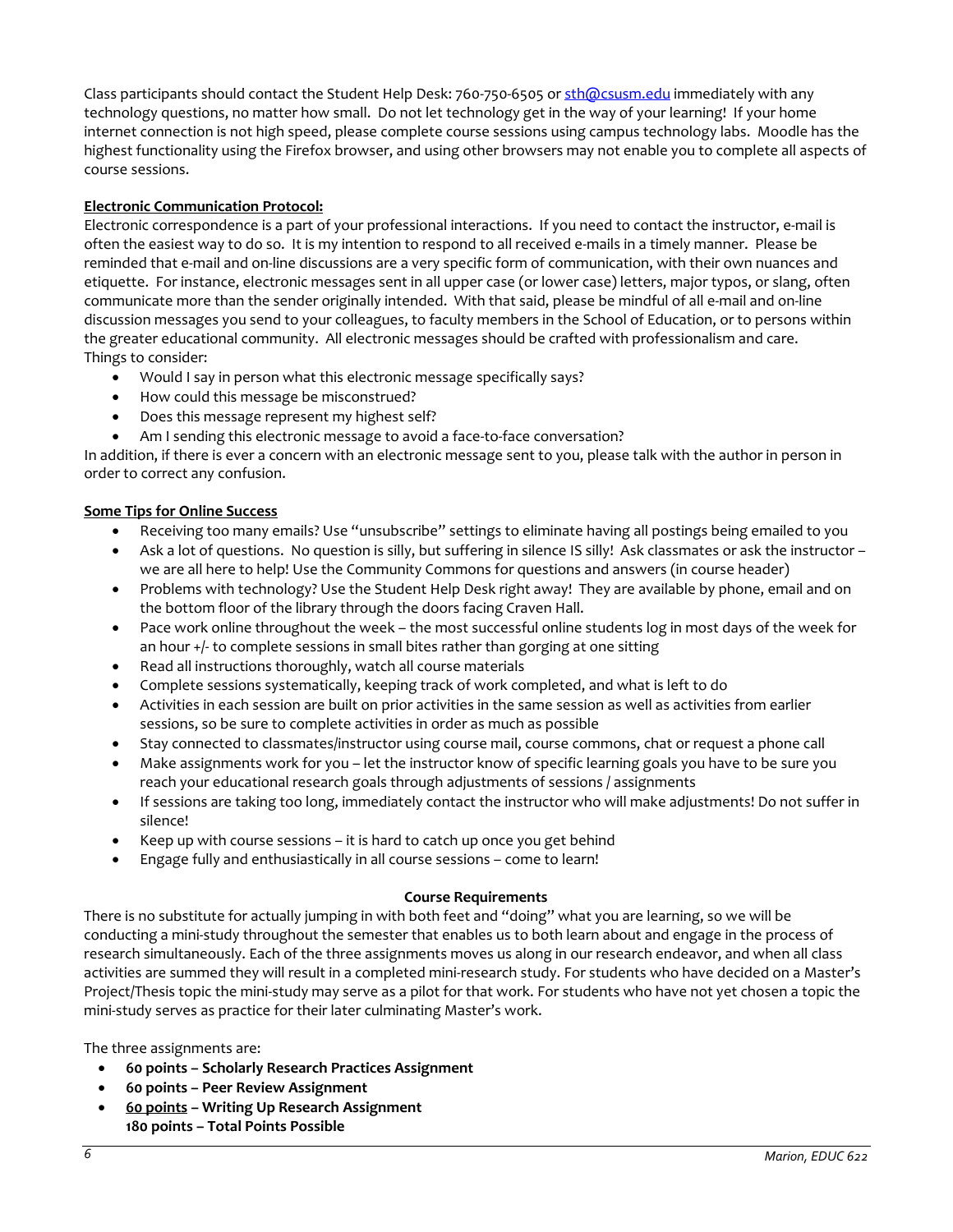Class participants should contact the Student Help Desk: 760-750-6505 or sth@csusm.edu immediately with any technology questions, no matter how small. Do not let technology get in the way of your learning! If your home internet connection is not high speed, please complete course sessions using campus technology labs. Moodle has the highest functionality using the Firefox browser, and using other browsers may not enable you to complete all aspects of course sessions.

**Electronic Communication Protocol:**

Electronic correspondence is a part of your professional interactions. If you need to contact the instructor, e-mail is often the easiest way to do so. It is my intention to respond to all received e-mails in a timely manner. Please be reminded that e-mail and on-line discussions are a very specific form of communication, with their own nuances and etiquette. For instance, electronic messages sent in all upper case (or lower case) letters, major typos, or slang, often communicate more than the sender originally intended. With that said, please be mindful of all e-mail and on-line discussion messages you send to your colleagues, to faculty members in the School of Education, or to persons within the greater educational community. All electronic messages should be crafted with professionalism and care.
Things to consider:

- Would I say in person what this electronic message specifically says?
- How could this message be misconstrued?
- Does this message represent my highest self?
- Am I sending this electronic message to avoid a face-to-face conversation?

In addition, if there is ever a concern with an electronic message sent to you, please talk with the author in person in order to correct any confusion.

**Some Tips for Online Success**

- Receiving too many emails? Use "unsubscribe" settings to eliminate having all postings being emailed to you
- Ask a lot of questions. No question is silly, but suffering in silence IS silly! Ask classmates or ask the instructor – we are all here to help! Use the Community Commons for questions and answers (in course header)
- Problems with technology? Use the Student Help Desk right away! They are available by phone, email and on the bottom floor of the library through the doors facing Craven Hall.
- Pace work online throughout the week – the most successful online students log in most days of the week for an hour +/- to complete sessions in small bites rather than gorging at one sitting
- Read all instructions thoroughly, watch all course materials
- Complete sessions systematically, keeping track of work completed, and what is left to do
- Activities in each session are built on prior activities in the same session as well as activities from earlier sessions, so be sure to complete activities in order as much as possible
- Stay connected to classmates/instructor using course mail, course commons, chat or request a phone call
- Make assignments work for you – let the instructor know of specific learning goals you have to be sure you reach your educational research goals through adjustments of sessions / assignments
- If sessions are taking too long, immediately contact the instructor who will make adjustments! Do not suffer in silence!
- Keep up with course sessions – it is hard to catch up once you get behind
- Engage fully and enthusiastically in all course sessions – come to learn!

## Course Requirements

There is no substitute for actually jumping in with both feet and "doing" what you are learning, so we will be conducting a mini-study throughout the semester that enables us to both learn about and engage in the process of research simultaneously. Each of the three assignments moves us along in our research endeavor, and when all class activities are summed they will result in a completed mini-research study. For students who have decided on a Master's Project/Thesis topic the mini-study may serve as a pilot for that work. For students who have not yet chosen a topic the mini-study serves as practice for their later culminating Master's work.

The three assignments are:

- **60 points – Scholarly Research Practices Assignment**
- **60 points – Peer Review Assignment**
- **60 points – Writing Up Research Assignment**
  **180 points – Total Points Possible**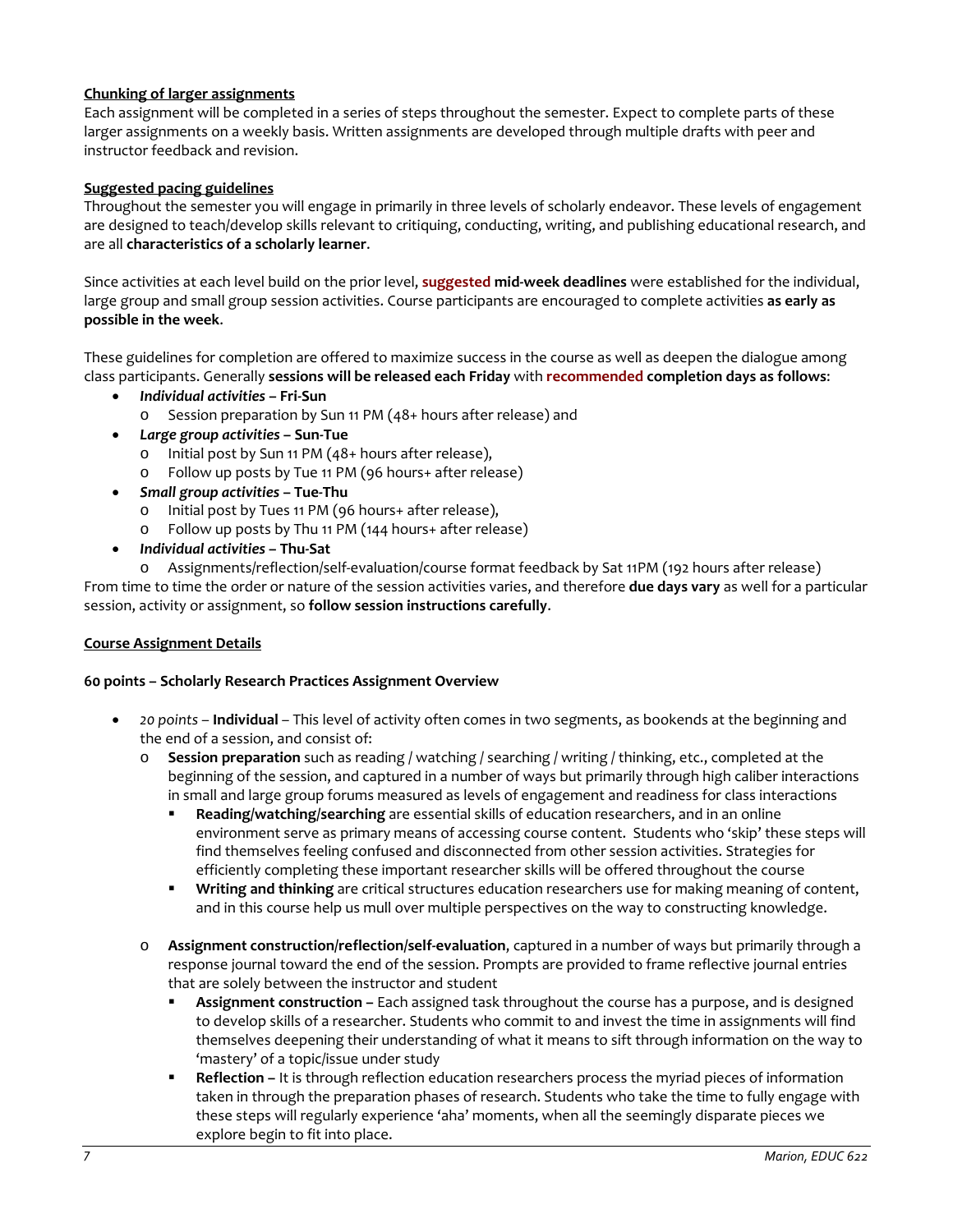**Chunking of larger assignments**

Each assignment will be completed in a series of steps throughout the semester. Expect to complete parts of these larger assignments on a weekly basis. Written assignments are developed through multiple drafts with peer and instructor feedback and revision.

**Suggested pacing guidelines**

Throughout the semester you will engage in primarily in three levels of scholarly endeavor. These levels of engagement are designed to teach/develop skills relevant to critiquing, conducting, writing, and publishing educational research, and are all **characteristics of a scholarly learner**.

Since activities at each level build on the prior level, **suggested mid-week deadlines** were established for the individual, large group and small group session activities. Course participants are encouraged to complete activities **as early as possible in the week**.

These guidelines for completion are offered to maximize success in the course as well as deepen the dialogue among class participants. Generally **sessions will be released each Friday** with **recommended completion days as follows**:

- ***Individual activities* – Fri-Sun**
  - Session preparation by Sun 11 PM (48+ hours after release) and
- ***Large group activities* – Sun-Tue**
  - Initial post by Sun 11 PM (48+ hours after release),
  - Follow up posts by Tue 11 PM (96 hours+ after release)
- ***Small group activities* – Tue-Thu**
  - Initial post by Tues 11 PM (96 hours+ after release),
  - Follow up posts by Thu 11 PM (144 hours+ after release)
- ***Individual activities* – Thu-Sat**
  - Assignments/reflection/self-evaluation/course format feedback by Sat 11PM (192 hours after release)

From time to time the order or nature of the session activities varies, and therefore **due days vary** as well for a particular session, activity or assignment, so **follow session instructions carefully**.

**Course Assignment Details**

**60 points – Scholarly Research Practices Assignment Overview**

- *20 points* – **Individual** – This level of activity often comes in two segments, as bookends at the beginning and the end of a session, and consist of:
  - **Session preparation** such as reading / watching / searching / writing / thinking, etc., completed at the beginning of the session, and captured in a number of ways but primarily through high caliber interactions in small and large group forums measured as levels of engagement and readiness for class interactions
    - **Reading/watching/searching** are essential skills of education researchers, and in an online environment serve as primary means of accessing course content. Students who 'skip' these steps will find themselves feeling confused and disconnected from other session activities. Strategies for efficiently completing these important researcher skills will be offered throughout the course
    - **Writing and thinking** are critical structures education researchers use for making meaning of content, and in this course help us mull over multiple perspectives on the way to constructing knowledge.
  - **Assignment construction/reflection/self-evaluation**, captured in a number of ways but primarily through a response journal toward the end of the session. Prompts are provided to frame reflective journal entries that are solely between the instructor and student
    - **Assignment construction –** Each assigned task throughout the course has a purpose, and is designed to develop skills of a researcher. Students who commit to and invest the time in assignments will find themselves deepening their understanding of what it means to sift through information on the way to 'mastery' of a topic/issue under study
    - **Reflection –** It is through reflection education researchers process the myriad pieces of information taken in through the preparation phases of research. Students who take the time to fully engage with these steps will regularly experience 'aha' moments, when all the seemingly disparate pieces we explore begin to fit into place.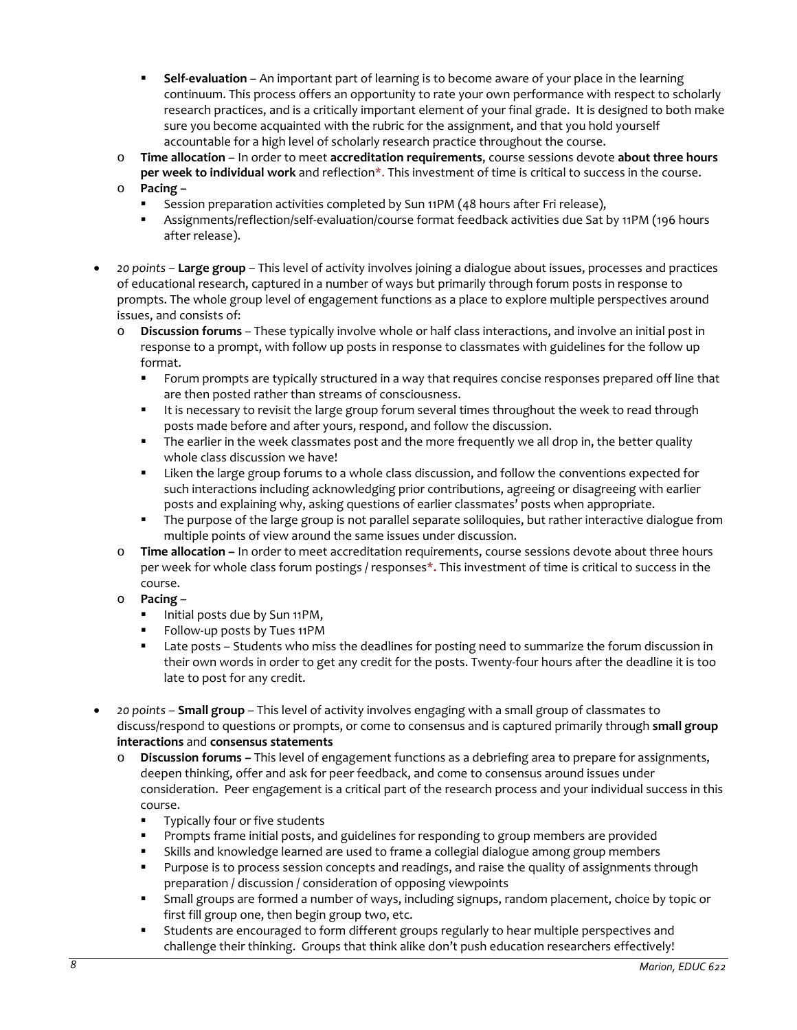- **Self-evaluation** – An important part of learning is to become aware of your place in the learning continuum. This process offers an opportunity to rate your own performance with respect to scholarly research practices, and is a critically important element of your final grade. It is designed to both make sure you become acquainted with the rubric for the assignment, and that you hold yourself accountable for a high level of scholarly research practice throughout the course.
    - **Time allocation** – In order to meet **accreditation requirements**, course sessions devote **about three hours per week to individual work** and reflection*. This investment of time is critical to success in the course.
    - **Pacing** –
        - Session preparation activities completed by Sun 11PM (48 hours after Fri release),
        - Assignments/reflection/self-evaluation/course format feedback activities due Sat by 11PM (196 hours after release).

- *20 points* – **Large group** – This level of activity involves joining a dialogue about issues, processes and practices of educational research, captured in a number of ways but primarily through forum posts in response to prompts. The whole group level of engagement functions as a place to explore multiple perspectives around issues, and consists of:
    - **Discussion forums** – These typically involve whole or half class interactions, and involve an initial post in response to a prompt, with follow up posts in response to classmates with guidelines for the follow up format.
        - Forum prompts are typically structured in a way that requires concise responses prepared off line that are then posted rather than streams of consciousness.
        - It is necessary to revisit the large group forum several times throughout the week to read through posts made before and after yours, respond, and follow the discussion.
        - The earlier in the week classmates post and the more frequently we all drop in, the better quality whole class discussion we have!
        - Liken the large group forums to a whole class discussion, and follow the conventions expected for such interactions including acknowledging prior contributions, agreeing or disagreeing with earlier posts and explaining why, asking questions of earlier classmates' posts when appropriate.
        - The purpose of the large group is not parallel separate soliloquies, but rather interactive dialogue from multiple points of view around the same issues under discussion.
    - **Time allocation** – In order to meet accreditation requirements, course sessions devote about three hours per week for whole class forum postings / responses*. This investment of time is critical to success in the course.
    - **Pacing** –
        - Initial posts due by Sun 11PM,
        - Follow-up posts by Tues 11PM
        - Late posts – Students who miss the deadlines for posting need to summarize the forum discussion in their own words in order to get any credit for the posts. Twenty-four hours after the deadline it is too late to post for any credit.

- *20 points* – **Small group** – This level of activity involves engaging with a small group of classmates to discuss/respond to questions or prompts, or come to consensus and is captured primarily through **small group interactions** and **consensus statements**
    - **Discussion forums** – This level of engagement functions as a debriefing area to prepare for assignments, deepen thinking, offer and ask for peer feedback, and come to consensus around issues under consideration. Peer engagement is a critical part of the research process and your individual success in this course.
        - Typically four or five students
        - Prompts frame initial posts, and guidelines for responding to group members are provided
        - Skills and knowledge learned are used to frame a collegial dialogue among group members
        - Purpose is to process session concepts and readings, and raise the quality of assignments through preparation / discussion / consideration of opposing viewpoints
        - Small groups are formed a number of ways, including signups, random placement, choice by topic or first fill group one, then begin group two, etc.
        - Students are encouraged to form different groups regularly to hear multiple perspectives and challenge their thinking. Groups that think alike don't push education researchers effectively!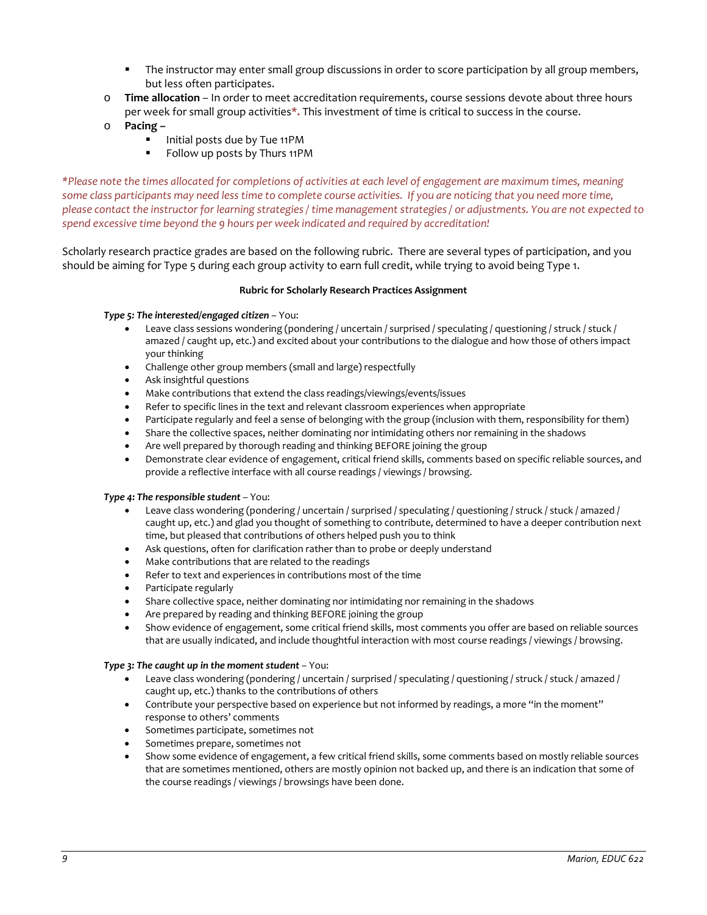- The instructor may enter small group discussions in order to score participation by all group members, but less often participates.
- **Time allocation** – In order to meet accreditation requirements, course sessions devote about three hours per week for small group activities*. This investment of time is critical to success in the course.
- **Pacing** –
    - Initial posts due by Tue 11PM
    - Follow up posts by Thurs 11PM

*\*Please note the times allocated for completions of activities at each level of engagement are maximum times, meaning some class participants may need less time to complete course activities. If you are noticing that you need more time, please contact the instructor for learning strategies / time management strategies / or adjustments. You are not expected to spend excessive time beyond the 9 hours per week indicated and required by accreditation!*

Scholarly research practice grades are based on the following rubric. There are several types of participation, and you should be aiming for Type 5 during each group activity to earn full credit, while trying to avoid being Type 1.

**Rubric for Scholarly Research Practices Assignment**

***Type 5: The interested/engaged citizen*** – You:

- Leave class sessions wondering (pondering / uncertain / surprised / speculating / questioning / struck / stuck / amazed / caught up, etc.) and excited about your contributions to the dialogue and how those of others impact your thinking
- Challenge other group members (small and large) respectfully
- Ask insightful questions
- Make contributions that extend the class readings/viewings/events/issues
- Refer to specific lines in the text and relevant classroom experiences when appropriate
- Participate regularly and feel a sense of belonging with the group (inclusion with them, responsibility for them)
- Share the collective spaces, neither dominating nor intimidating others nor remaining in the shadows
- Are well prepared by thorough reading and thinking BEFORE joining the group
- Demonstrate clear evidence of engagement, critical friend skills, comments based on specific reliable sources, and provide a reflective interface with all course readings / viewings / browsing.

***Type 4: The responsible student*** – You:

- Leave class wondering (pondering / uncertain / surprised / speculating / questioning / struck / stuck / amazed / caught up, etc.) and glad you thought of something to contribute, determined to have a deeper contribution next time, but pleased that contributions of others helped push you to think
- Ask questions, often for clarification rather than to probe or deeply understand
- Make contributions that are related to the readings
- Refer to text and experiences in contributions most of the time
- Participate regularly
- Share collective space, neither dominating nor intimidating nor remaining in the shadows
- Are prepared by reading and thinking BEFORE joining the group
- Show evidence of engagement, some critical friend skills, most comments you offer are based on reliable sources that are usually indicated, and include thoughtful interaction with most course readings / viewings / browsing.

***Type 3: The caught up in the moment student*** – You:

- Leave class wondering (pondering / uncertain / surprised / speculating / questioning / struck / stuck / amazed / caught up, etc.) thanks to the contributions of others
- Contribute your perspective based on experience but not informed by readings, a more "in the moment" response to others' comments
- Sometimes participate, sometimes not
- Sometimes prepare, sometimes not
- Show some evidence of engagement, a few critical friend skills, some comments based on mostly reliable sources that are sometimes mentioned, others are mostly opinion not backed up, and there is an indication that some of the course readings / viewings / browsings have been done.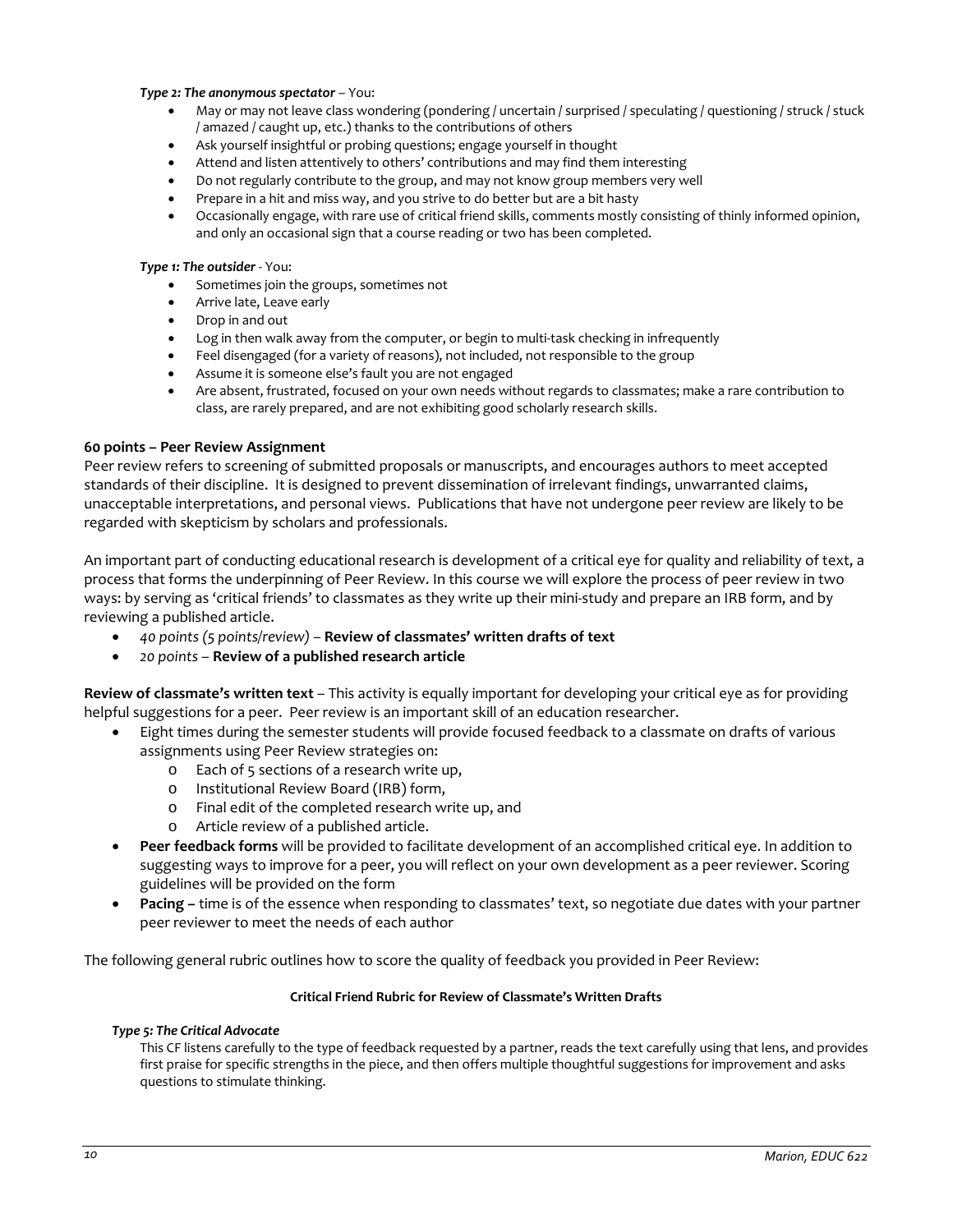***Type 2: The anonymous spectator*** – You:

- May or may not leave class wondering (pondering / uncertain / surprised / speculating / questioning / struck / stuck / amazed / caught up, etc.) thanks to the contributions of others
- Ask yourself insightful or probing questions; engage yourself in thought
- Attend and listen attentively to others' contributions and may find them interesting
- Do not regularly contribute to the group, and may not know group members very well
- Prepare in a hit and miss way, and you strive to do better but are a bit hasty
- Occasionally engage, with rare use of critical friend skills, comments mostly consisting of thinly informed opinion, and only an occasional sign that a course reading or two has been completed.

***Type 1: The outsider*** - You:

- Sometimes join the groups, sometimes not
- Arrive late, Leave early
- Drop in and out
- Log in then walk away from the computer, or begin to multi-task checking in infrequently
- Feel disengaged (for a variety of reasons), not included, not responsible to the group
- Assume it is someone else's fault you are not engaged
- Are absent, frustrated, focused on your own needs without regards to classmates; make a rare contribution to class, are rarely prepared, and are not exhibiting good scholarly research skills.

**60 points – Peer Review Assignment**

Peer review refers to screening of submitted proposals or manuscripts, and encourages authors to meet accepted standards of their discipline. It is designed to prevent dissemination of irrelevant findings, unwarranted claims, unacceptable interpretations, and personal views. Publications that have not undergone peer review are likely to be regarded with skepticism by scholars and professionals.

An important part of conducting educational research is development of a critical eye for quality and reliability of text, a process that forms the underpinning of Peer Review. In this course we will explore the process of peer review in two ways: by serving as 'critical friends' to classmates as they write up their mini-study and prepare an IRB form, and by reviewing a published article.

- *40 points (5 points/review)* – **Review of classmates' written drafts of text**
- *20 points* – **Review of a published research article**

**Review of classmate's written text** – This activity is equally important for developing your critical eye as for providing helpful suggestions for a peer. Peer review is an important skill of an education researcher.

- Eight times during the semester students will provide focused feedback to a classmate on drafts of various assignments using Peer Review strategies on:
    - Each of 5 sections of a research write up,
    - Institutional Review Board (IRB) form,
    - Final edit of the completed research write up, and
    - Article review of a published article.
- **Peer feedback forms** will be provided to facilitate development of an accomplished critical eye. In addition to suggesting ways to improve for a peer, you will reflect on your own development as a peer reviewer. Scoring guidelines will be provided on the form
- **Pacing –** time is of the essence when responding to classmates' text, so negotiate due dates with your partner peer reviewer to meet the needs of each author

The following general rubric outlines how to score the quality of feedback you provided in Peer Review:

**Critical Friend Rubric for Review of Classmate's Written Drafts**

***Type 5: The Critical Advocate***

This CF listens carefully to the type of feedback requested by a partner, reads the text carefully using that lens, and provides first praise for specific strengths in the piece, and then offers multiple thoughtful suggestions for improvement and asks questions to stimulate thinking.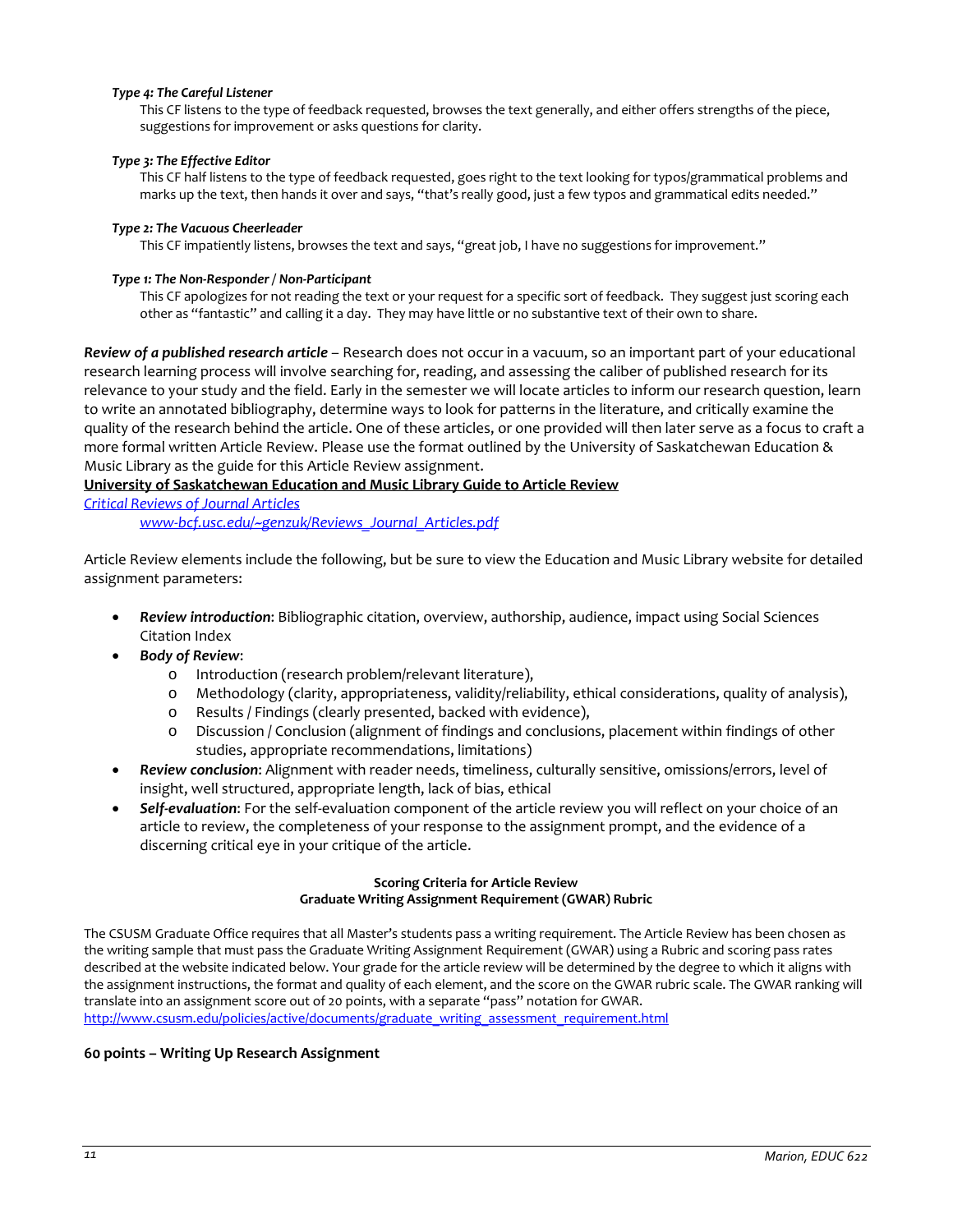*Type 4: The Careful Listener*

This CF listens to the type of feedback requested, browses the text generally, and either offers strengths of the piece, suggestions for improvement or asks questions for clarity.

*Type 3: The Effective Editor*

This CF half listens to the type of feedback requested, goes right to the text looking for typos/grammatical problems and marks up the text, then hands it over and says, "that's really good, just a few typos and grammatical edits needed."

*Type 2: The Vacuous Cheerleader*

This CF impatiently listens, browses the text and says, "great job, I have no suggestions for improvement."

*Type 1: The Non-Responder / Non-Participant*

This CF apologizes for not reading the text or your request for a specific sort of feedback. They suggest just scoring each other as "fantastic" and calling it a day. They may have little or no substantive text of their own to share.

***Review of a published research article*** – Research does not occur in a vacuum, so an important part of your educational research learning process will involve searching for, reading, and assessing the caliber of published research for its relevance to your study and the field. Early in the semester we will locate articles to inform our research question, learn to write an annotated bibliography, determine ways to look for patterns in the literature, and critically examine the quality of the research behind the article. One of these articles, or one provided will then later serve as a focus to craft a more formal written Article Review. Please use the format outlined by the University of Saskatchewan Education & Music Library as the guide for this Article Review assignment.

**University of Saskatchewan Education and Music Library Guide to Article Review**

*Critical Reviews of Journal Articles*

*www-bcf.usc.edu/~genzuk/Reviews_Journal_Articles.pdf*

Article Review elements include the following, but be sure to view the Education and Music Library website for detailed assignment parameters:

- ***Review introduction***: Bibliographic citation, overview, authorship, audience, impact using Social Sciences Citation Index
- ***Body of Review***:
  - Introduction (research problem/relevant literature),
  - Methodology (clarity, appropriateness, validity/reliability, ethical considerations, quality of analysis),
  - Results / Findings (clearly presented, backed with evidence),
  - Discussion / Conclusion (alignment of findings and conclusions, placement within findings of other studies, appropriate recommendations, limitations)
- ***Review conclusion***: Alignment with reader needs, timeliness, culturally sensitive, omissions/errors, level of insight, well structured, appropriate length, lack of bias, ethical
- ***Self-evaluation***: For the self-evaluation component of the article review you will reflect on your choice of an article to review, the completeness of your response to the assignment prompt, and the evidence of a discerning critical eye in your critique of the article.

**Scoring Criteria for Article Review**
**Graduate Writing Assignment Requirement (GWAR) Rubric**

The CSUSM Graduate Office requires that all Master's students pass a writing requirement. The Article Review has been chosen as the writing sample that must pass the Graduate Writing Assignment Requirement (GWAR) using a Rubric and scoring pass rates described at the website indicated below. Your grade for the article review will be determined by the degree to which it aligns with the assignment instructions, the format and quality of each element, and the score on the GWAR rubric scale. The GWAR ranking will translate into an assignment score out of 20 points, with a separate "pass" notation for GWAR.
http://www.csusm.edu/policies/active/documents/graduate_writing_assessment_requirement.html

**60 points – Writing Up Research Assignment**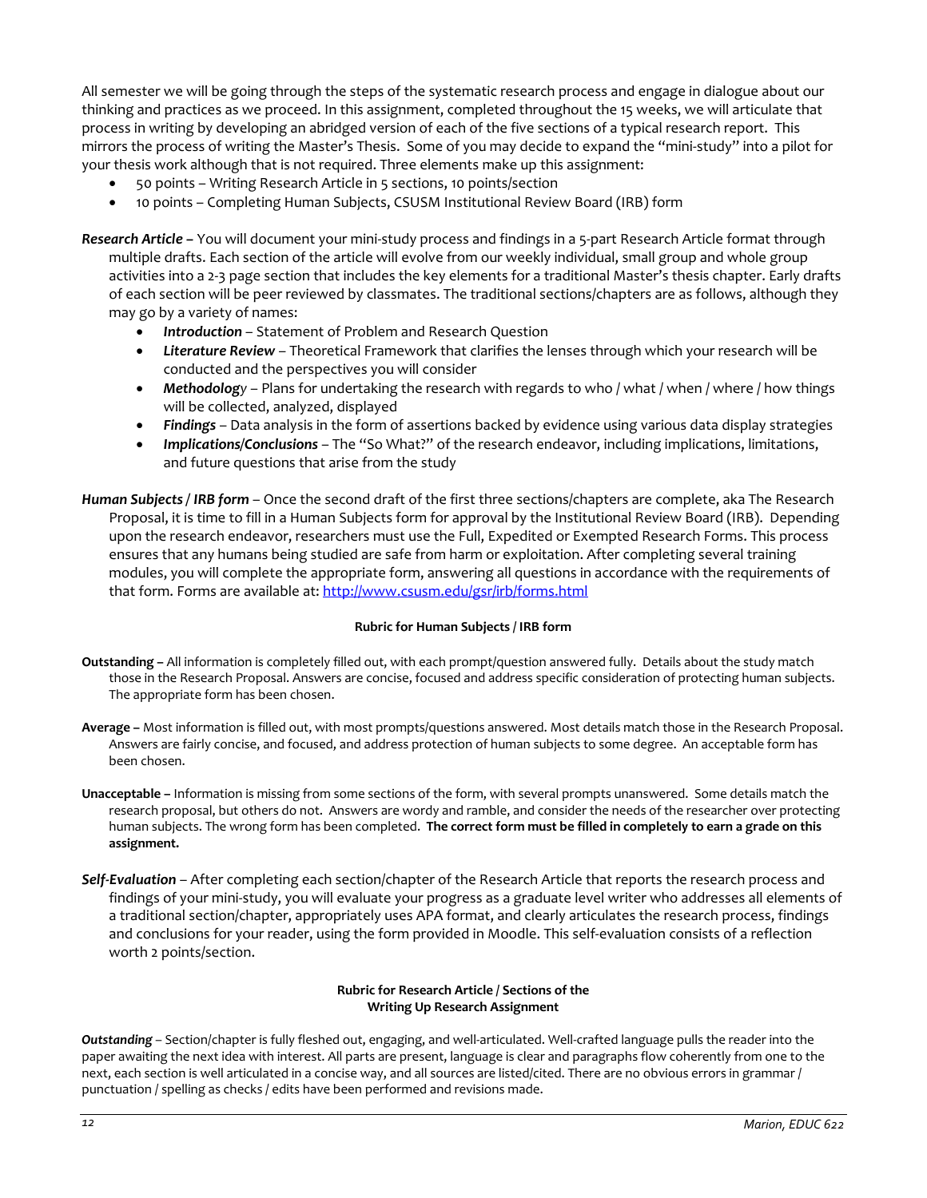All semester we will be going through the steps of the systematic research process and engage in dialogue about our thinking and practices as we proceed. In this assignment, completed throughout the 15 weeks, we will articulate that process in writing by developing an abridged version of each of the five sections of a typical research report. This mirrors the process of writing the Master's Thesis. Some of you may decide to expand the "mini-study" into a pilot for your thesis work although that is not required. Three elements make up this assignment:

- 50 points – Writing Research Article in 5 sections, 10 points/section
- 10 points – Completing Human Subjects, CSUSM Institutional Review Board (IRB) form

***Research Article*** – You will document your mini-study process and findings in a 5-part Research Article format through multiple drafts. Each section of the article will evolve from our weekly individual, small group and whole group activities into a 2-3 page section that includes the key elements for a traditional Master's thesis chapter. Early drafts of each section will be peer reviewed by classmates. The traditional sections/chapters are as follows, although they may go by a variety of names:

- ***Introduction*** – Statement of Problem and Research Question
- ***Literature Review*** – Theoretical Framework that clarifies the lenses through which your research will be conducted and the perspectives you will consider
- ***Methodology*** – Plans for undertaking the research with regards to who / what / when / where / how things will be collected, analyzed, displayed
- ***Findings*** – Data analysis in the form of assertions backed by evidence using various data display strategies
- ***Implications/Conclusions*** – The "So What?" of the research endeavor, including implications, limitations, and future questions that arise from the study

***Human Subjects / IRB form*** – Once the second draft of the first three sections/chapters are complete, aka The Research Proposal, it is time to fill in a Human Subjects form for approval by the Institutional Review Board (IRB). Depending upon the research endeavor, researchers must use the Full, Expedited or Exempted Research Forms. This process ensures that any humans being studied are safe from harm or exploitation. After completing several training modules, you will complete the appropriate form, answering all questions in accordance with the requirements of that form. Forms are available at: http://www.csusm.edu/gsr/irb/forms.html

**Rubric for Human Subjects / IRB form**

**Outstanding** – All information is completely filled out, with each prompt/question answered fully. Details about the study match those in the Research Proposal. Answers are concise, focused and address specific consideration of protecting human subjects. The appropriate form has been chosen.

**Average** – Most information is filled out, with most prompts/questions answered. Most details match those in the Research Proposal. Answers are fairly concise, and focused, and address protection of human subjects to some degree. An acceptable form has been chosen.

**Unacceptable** – Information is missing from some sections of the form, with several prompts unanswered. Some details match the research proposal, but others do not. Answers are wordy and ramble, and consider the needs of the researcher over protecting human subjects. The wrong form has been completed. **The correct form must be filled in completely to earn a grade on this assignment.**

***Self-Evaluation*** – After completing each section/chapter of the Research Article that reports the research process and findings of your mini-study, you will evaluate your progress as a graduate level writer who addresses all elements of a traditional section/chapter, appropriately uses APA format, and clearly articulates the research process, findings and conclusions for your reader, using the form provided in Moodle. This self-evaluation consists of a reflection worth 2 points/section.

**Rubric for Research Article / Sections of the Writing Up Research Assignment**

***Outstanding*** – Section/chapter is fully fleshed out, engaging, and well-articulated. Well-crafted language pulls the reader into the paper awaiting the next idea with interest. All parts are present, language is clear and paragraphs flow coherently from one to the next, each section is well articulated in a concise way, and all sources are listed/cited. There are no obvious errors in grammar / punctuation / spelling as checks / edits have been performed and revisions made.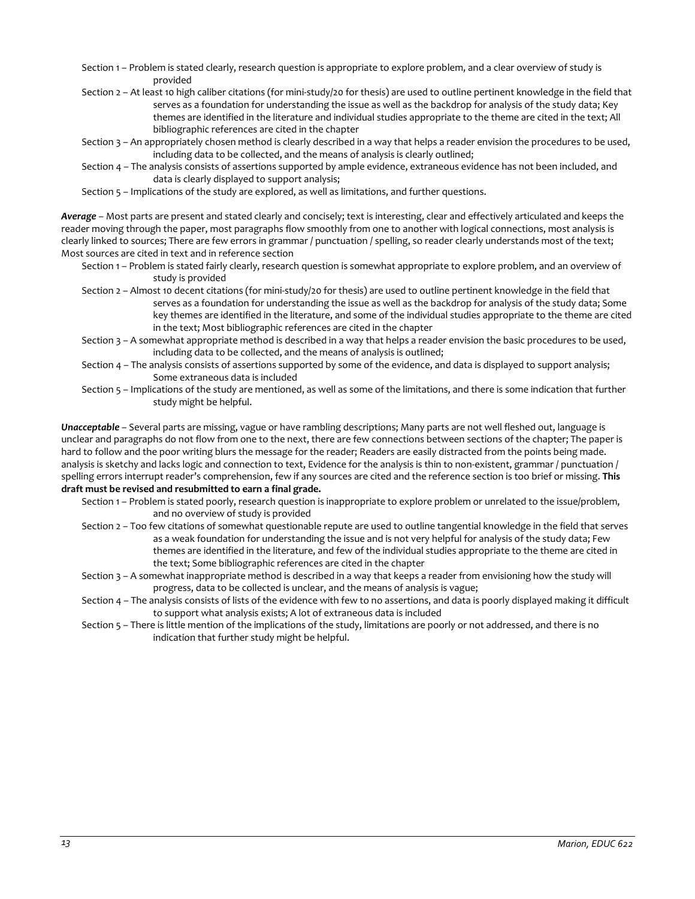- Section 1 – Problem is stated clearly, research question is appropriate to explore problem, and a clear overview of study is provided
- Section 2 – At least 10 high caliber citations (for mini-study/20 for thesis) are used to outline pertinent knowledge in the field that serves as a foundation for understanding the issue as well as the backdrop for analysis of the study data; Key themes are identified in the literature and individual studies appropriate to the theme are cited in the text; All bibliographic references are cited in the chapter
- Section 3 – An appropriately chosen method is clearly described in a way that helps a reader envision the procedures to be used, including data to be collected, and the means of analysis is clearly outlined;
- Section 4 – The analysis consists of assertions supported by ample evidence, extraneous evidence has not been included, and data is clearly displayed to support analysis;
- Section 5 – Implications of the study are explored, as well as limitations, and further questions.

***Average*** – Most parts are present and stated clearly and concisely; text is interesting, clear and effectively articulated and keeps the reader moving through the paper, most paragraphs flow smoothly from one to another with logical connections, most analysis is clearly linked to sources; There are few errors in grammar / punctuation / spelling, so reader clearly understands most of the text; Most sources are cited in text and in reference section

- Section 1 – Problem is stated fairly clearly, research question is somewhat appropriate to explore problem, and an overview of study is provided
- Section 2 – Almost 10 decent citations (for mini-study/20 for thesis) are used to outline pertinent knowledge in the field that serves as a foundation for understanding the issue as well as the backdrop for analysis of the study data; Some key themes are identified in the literature, and some of the individual studies appropriate to the theme are cited in the text; Most bibliographic references are cited in the chapter
- Section 3 – A somewhat appropriate method is described in a way that helps a reader envision the basic procedures to be used, including data to be collected, and the means of analysis is outlined;
- Section 4 – The analysis consists of assertions supported by some of the evidence, and data is displayed to support analysis; Some extraneous data is included
- Section 5 – Implications of the study are mentioned, as well as some of the limitations, and there is some indication that further study might be helpful.

***Unacceptable*** – Several parts are missing, vague or have rambling descriptions; Many parts are not well fleshed out, language is unclear and paragraphs do not flow from one to the next, there are few connections between sections of the chapter; The paper is hard to follow and the poor writing blurs the message for the reader; Readers are easily distracted from the points being made. analysis is sketchy and lacks logic and connection to text, Evidence for the analysis is thin to non-existent, grammar / punctuation / spelling errors interrupt reader's comprehension, few if any sources are cited and the reference section is too brief or missing. **This draft must be revised and resubmitted to earn a final grade.**

- Section 1 – Problem is stated poorly, research question is inappropriate to explore problem or unrelated to the issue/problem, and no overview of study is provided
- Section 2 – Too few citations of somewhat questionable repute are used to outline tangential knowledge in the field that serves as a weak foundation for understanding the issue and is not very helpful for analysis of the study data; Few themes are identified in the literature, and few of the individual studies appropriate to the theme are cited in the text; Some bibliographic references are cited in the chapter
- Section 3 – A somewhat inappropriate method is described in a way that keeps a reader from envisioning how the study will progress, data to be collected is unclear, and the means of analysis is vague;
- Section 4 – The analysis consists of lists of the evidence with few to no assertions, and data is poorly displayed making it difficult to support what analysis exists; A lot of extraneous data is included
- Section 5 – There is little mention of the implications of the study, limitations are poorly or not addressed, and there is no indication that further study might be helpful.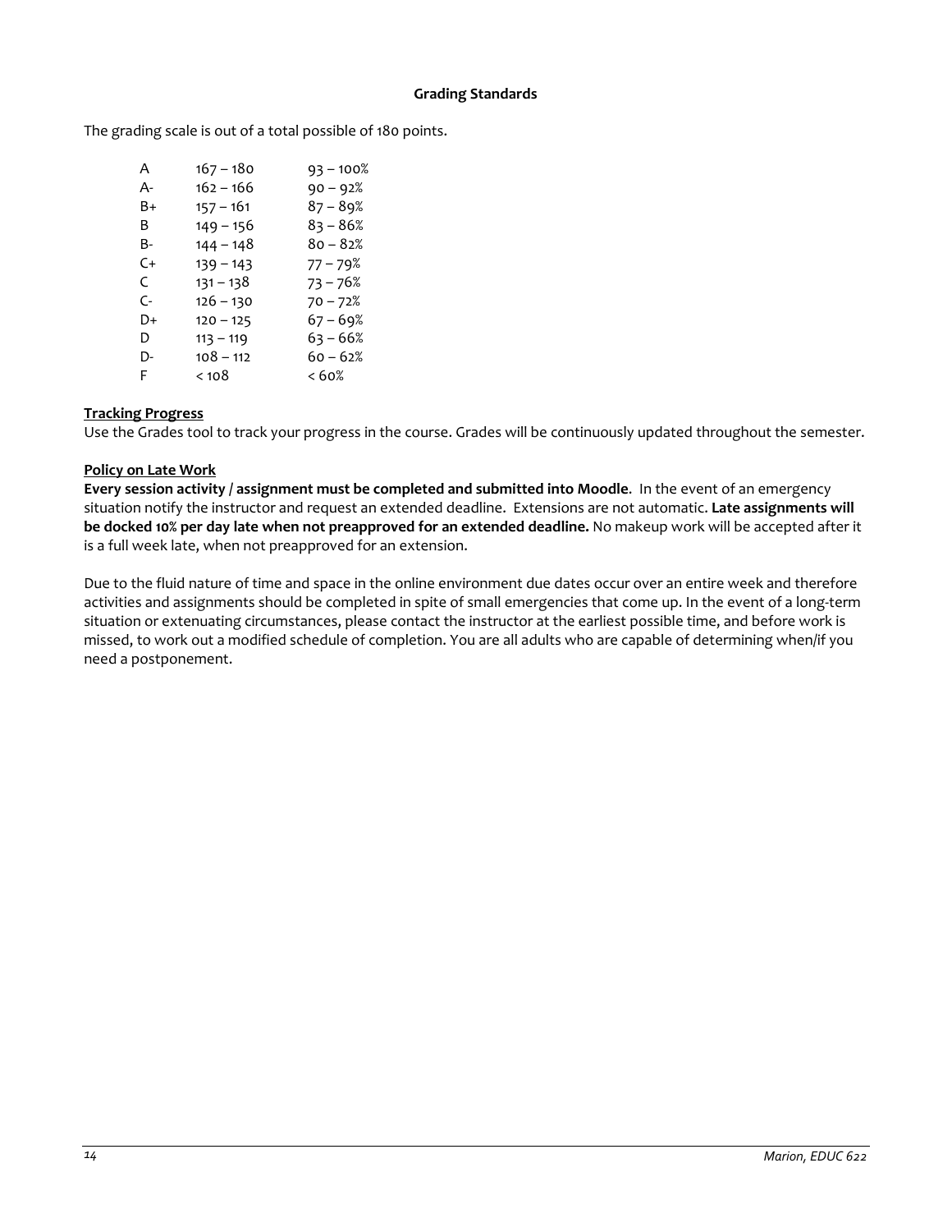### Grading Standards

The grading scale is out of a total possible of 180 points.

| | | |
|---|---|---|
| A | 167 – 180 | 93 – 100% |
| A- | 162 – 166 | 90 – 92% |
| B+ | 157 – 161 | 87 – 89% |
| B | 149 – 156 | 83 – 86% |
| B- | 144 – 148 | 80 – 82% |
| C+ | 139 – 143 | 77 – 79% |
| C | 131 – 138 | 73 – 76% |
| C- | 126 – 130 | 70 – 72% |
| D+ | 120 – 125 | 67 – 69% |
| D | 113 – 119 | 63 – 66% |
| D- | 108 – 112 | 60 – 62% |
| F | < 108 | < 60% |

**Tracking Progress**

Use the Grades tool to track your progress in the course. Grades will be continuously updated throughout the semester.

**Policy on Late Work**

**Every session activity / assignment must be completed and submitted into Moodle**. In the event of an emergency situation notify the instructor and request an extended deadline. Extensions are not automatic. **Late assignments will be docked 10% per day late when not preapproved for an extended deadline.** No makeup work will be accepted after it is a full week late, when not preapproved for an extension.

Due to the fluid nature of time and space in the online environment due dates occur over an entire week and therefore activities and assignments should be completed in spite of small emergencies that come up. In the event of a long-term situation or extenuating circumstances, please contact the instructor at the earliest possible time, and before work is missed, to work out a modified schedule of completion. You are all adults who are capable of determining when/if you need a postponement.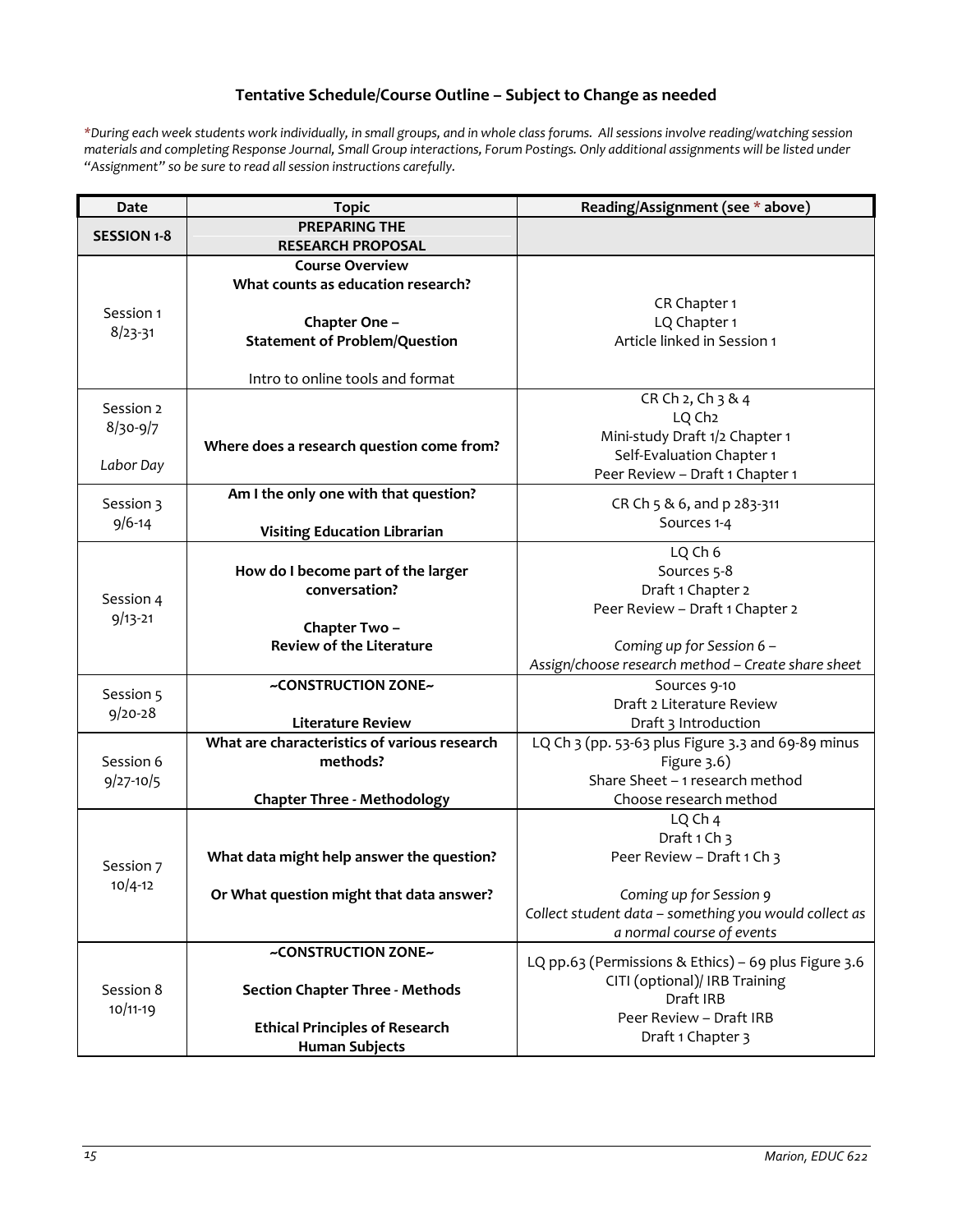## Tentative Schedule/Course Outline – Subject to Change as needed

*\*During each week students work individually, in small groups, and in whole class forums. All sessions involve reading/watching session materials and completing Response Journal, Small Group interactions, Forum Postings. Only additional assignments will be listed under "Assignment" so be sure to read all session instructions carefully.*

| Date | Topic | Reading/Assignment (see * above) |
|---|---|---|
| **SESSION 1-8** | **PREPARING THE RESEARCH PROPOSAL** | |
| Session 1<br>8/23-31 | **Course Overview**<br>**What counts as education research?**<br><br>**Chapter One – Statement of Problem/Question**<br><br>Intro to online tools and format | CR Chapter 1<br>LQ Chapter 1<br>Article linked in Session 1 |
| Session 2<br>8/30-9/7<br><br>*Labor Day* | **Where does a research question come from?** | CR Ch 2, Ch 3 & 4<br>LQ Ch2<br>Mini-study Draft 1/2 Chapter 1<br>Self-Evaluation Chapter 1<br>Peer Review – Draft 1 Chapter 1 |
| Session 3<br>9/6-14 | **Am I the only one with that question?**<br><br>**Visiting Education Librarian** | CR Ch 5 & 6, and p 283-311<br>Sources 1-4 |
| Session 4<br>9/13-21 | **How do I become part of the larger conversation?**<br><br>**Chapter Two – Review of the Literature** | LQ Ch 6<br>Sources 5-8<br>Draft 1 Chapter 2<br>Peer Review – Draft 1 Chapter 2<br><br>*Coming up for Session 6 – Assign/choose research method – Create share sheet* |
| Session 5<br>9/20-28 | **~CONSTRUCTION ZONE~**<br><br>**Literature Review** | Sources 9-10<br>Draft 2 Literature Review<br>Draft 3 Introduction |
| Session 6<br>9/27-10/5 | **What are characteristics of various research methods?**<br><br>**Chapter Three - Methodology** | LQ Ch 3 (pp. 53-63 plus Figure 3.3 and 69-89 minus Figure 3.6)<br>Share Sheet – 1 research method<br>Choose research method |
| Session 7<br>10/4-12 | **What data might help answer the question?**<br><br>**Or What question might that data answer?** | LQ Ch 4<br>Draft 1 Ch 3<br>Peer Review – Draft 1 Ch 3<br><br>*Coming up for Session 9*<br>*Collect student data – something you would collect as a normal course of events* |
| Session 8<br>10/11-19 | **~CONSTRUCTION ZONE~**<br><br>**Section Chapter Three - Methods**<br><br>**Ethical Principles of Research Human Subjects** | LQ pp.63 (Permissions & Ethics) – 69 plus Figure 3.6<br>CITI (optional)/ IRB Training<br>Draft IRB<br>Peer Review – Draft IRB<br>Draft 1 Chapter 3 |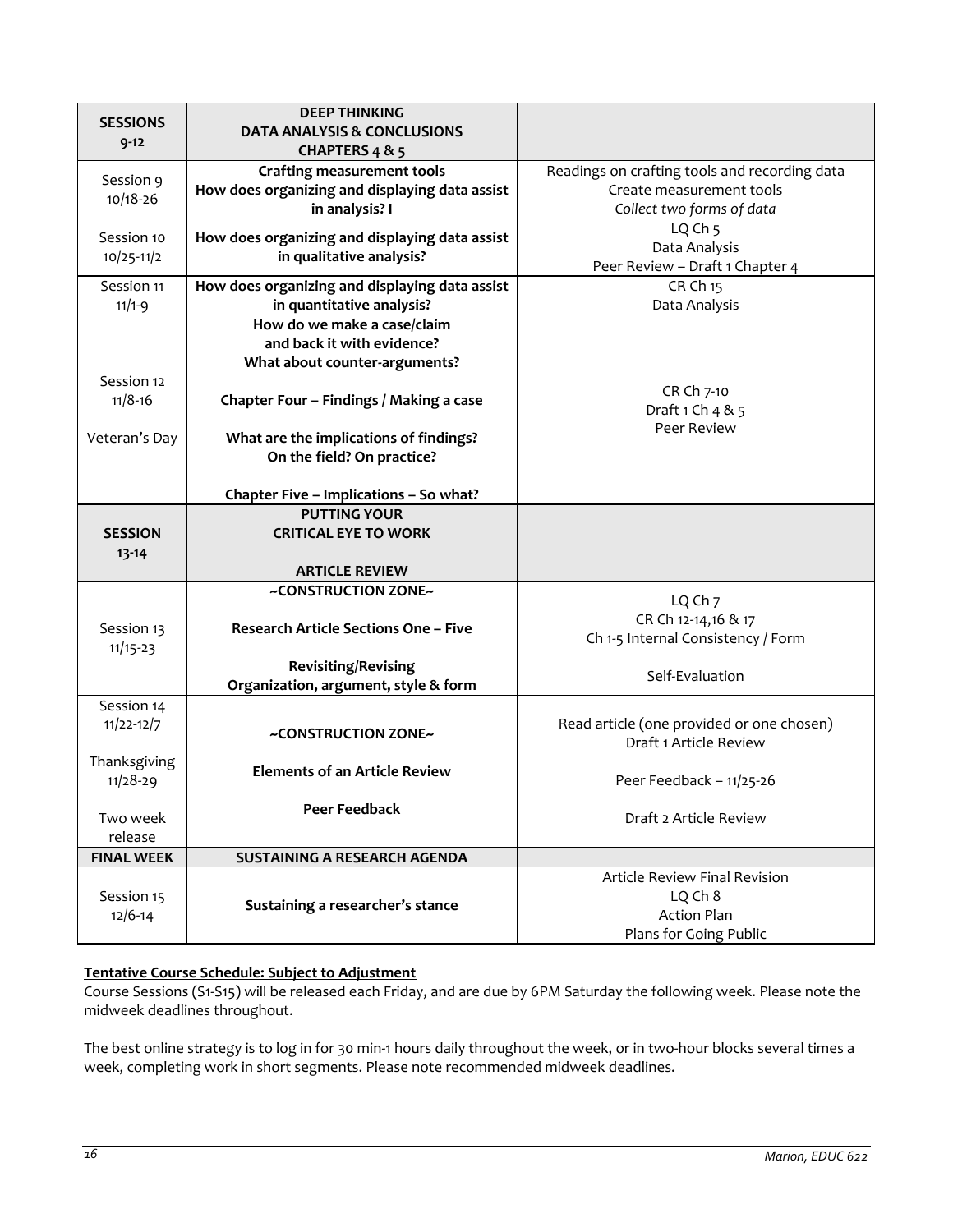| **SESSIONS 9-12** | **DEEP THINKING DATA ANALYSIS & CONCLUSIONS CHAPTERS 4 & 5** | |
|---|---|---|
| Session 9 10/18-26 | **Crafting measurement tools How does organizing and displaying data assist in analysis? I** | Readings on crafting tools and recording data Create measurement tools *Collect two forms of data* |
| Session 10 10/25-11/2 | **How does organizing and displaying data assist in qualitative analysis?** | LQ Ch 5 Data Analysis Peer Review – Draft 1 Chapter 4 |
| Session 11 11/1-9 | **How does organizing and displaying data assist in quantitative analysis?** | CR Ch 15 Data Analysis |
| Session 12 11/8-16 Veteran's Day | **How do we make a case/claim and back it with evidence? What about counter-arguments?** **Chapter Four – Findings / Making a case** **What are the implications of findings? On the field? On practice?** **Chapter Five – Implications – So what?** | CR Ch 7-10 Draft 1 Ch 4 & 5 Peer Review |
| **SESSION 13-14** | **PUTTING YOUR CRITICAL EYE TO WORK** **ARTICLE REVIEW** | |
| Session 13 11/15-23 | **~CONSTRUCTION ZONE~** **Research Article Sections One – Five** **Revisiting/Revising Organization, argument, style & form** | LQ Ch 7 CR Ch 12-14,16 & 17 Ch 1-5 Internal Consistency / Form Self-Evaluation |
| Session 14 11/22-12/7 Thanksgiving 11/28-29 Two week release | **~CONSTRUCTION ZONE~** **Elements of an Article Review** **Peer Feedback** | Read article (one provided or one chosen) Draft 1 Article Review Peer Feedback – 11/25-26 Draft 2 Article Review |
| **FINAL WEEK** | **SUSTAINING A RESEARCH AGENDA** | |
| Session 15 12/6-14 | **Sustaining a researcher's stance** | Article Review Final Revision LQ Ch 8 Action Plan Plans for Going Public |

**Tentative Course Schedule: Subject to Adjustment**

Course Sessions (S1-S15) will be released each Friday, and are due by 6PM Saturday the following week. Please note the midweek deadlines throughout.

The best online strategy is to log in for 30 min-1 hours daily throughout the week, or in two-hour blocks several times a week, completing work in short segments. Please note recommended midweek deadlines.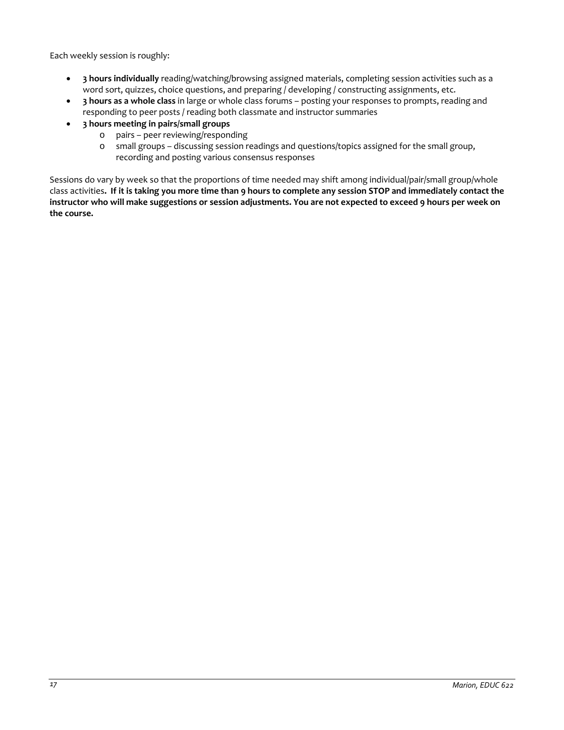Each weekly session is roughly:

- **3 hours individually** reading/watching/browsing assigned materials, completing session activities such as a word sort, quizzes, choice questions, and preparing / developing / constructing assignments, etc.
- **3 hours as a whole class** in large or whole class forums – posting your responses to prompts, reading and responding to peer posts / reading both classmate and instructor summaries
- **3 hours meeting in pairs/small groups**
  - pairs – peer reviewing/responding
  - small groups – discussing session readings and questions/topics assigned for the small group, recording and posting various consensus responses

Sessions do vary by week so that the proportions of time needed may shift among individual/pair/small group/whole class activities**. If it is taking you more time than 9 hours to complete any session STOP and immediately contact the instructor who will make suggestions or session adjustments. You are not expected to exceed 9 hours per week on the course.**